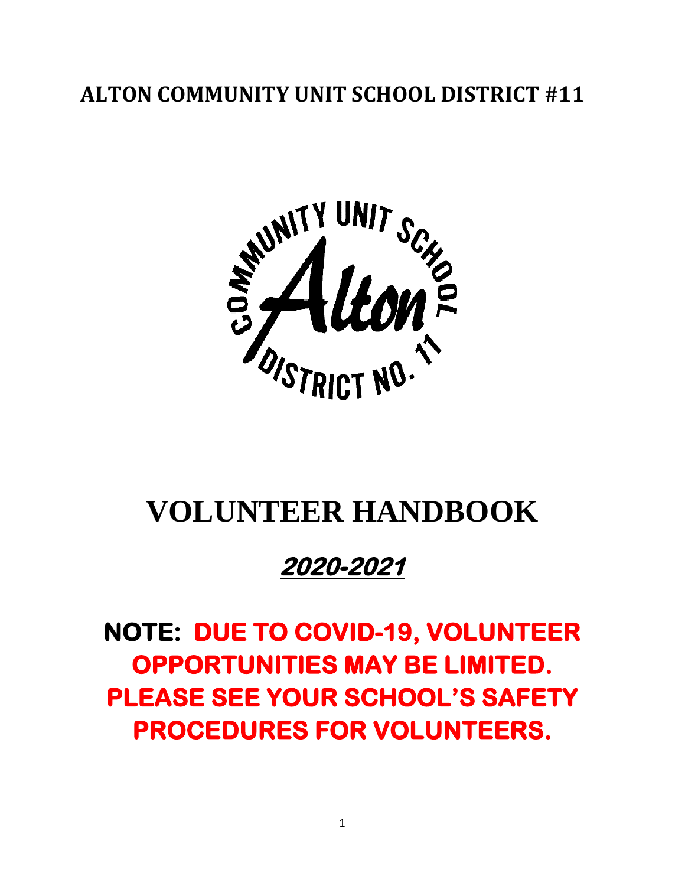# ALTON COMMUNITY UNIT SCHOOL DISTRICT #11

# VOLUNTEER HANDBOOK

## *2020-2021*

**NOTE: DUE TO COVID-19, VOLUNTEER OPPORTUNITIES MAY BE LIMITED. PLEASE SEE YOUR SCHOOL'S SAFETY PROCEDURES FOR VOLUNTEERS.**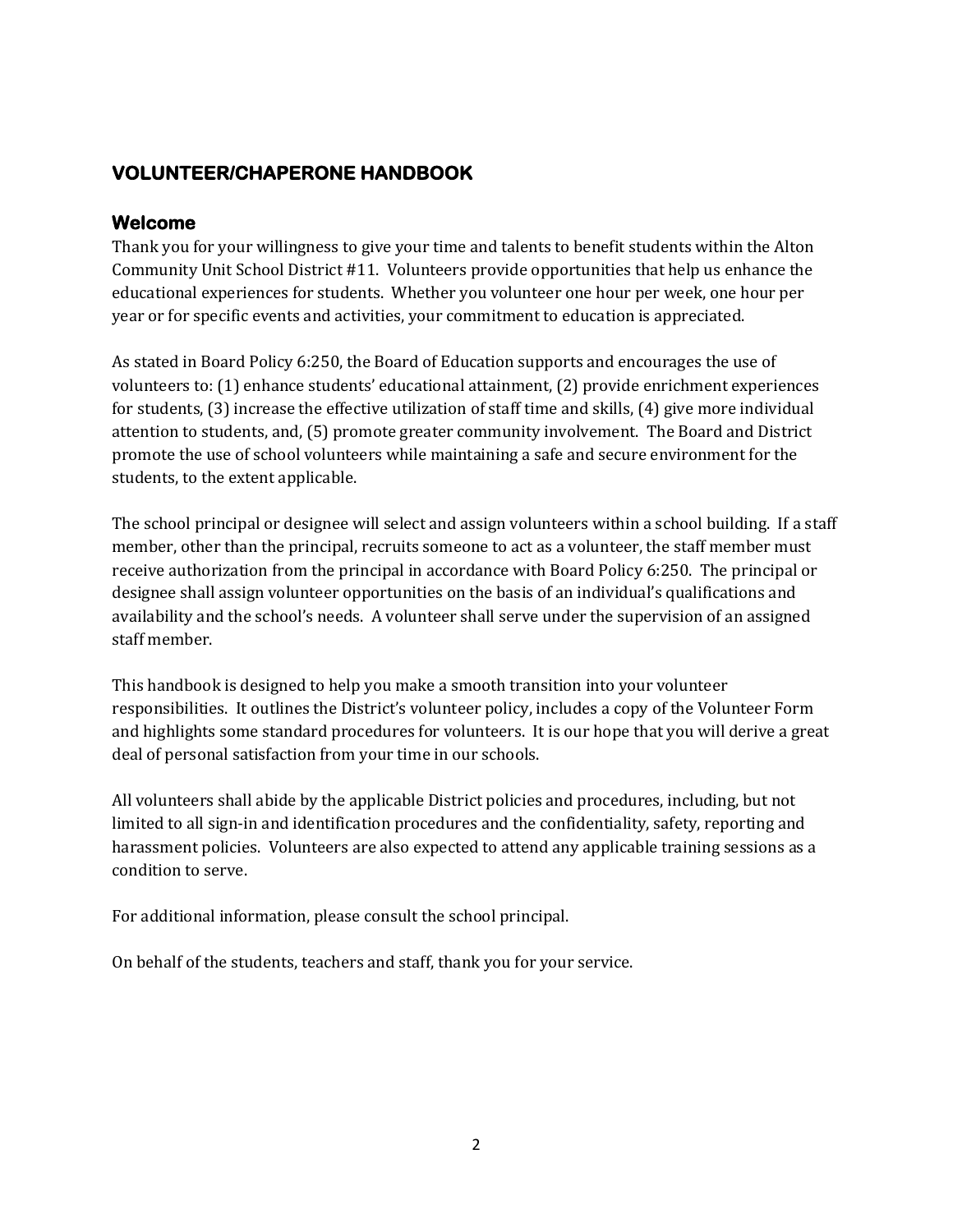# VOLUNTEER/CHAPERONE HANDBOOK

## Welcome

Thank you for your willingness to give your time and talents to benefit students within the Alton Community Unit School District #11. Volunteers provide opportunities that help us enhance the educational experiences for students. Whether you volunteer one hour per week, one hour per year or for specific events and activities, your commitment to education is appreciated.

As stated in Board Policy 6:250, the Board of Education supports and encourages the use of volunteers to: (1) enhance students' educational attainment, (2) provide enrichment experiences for students, (3) increase the effective utilization of staff time and skills, (4) give more individual attention to students, and, (5) promote greater community involvement. The Board and District promote the use of school volunteers while maintaining a safe and secure environment for the students, to the extent applicable.

The school principal or designee will select and assign volunteers within a school building. If a staff member, other than the principal, recruits someone to act as a volunteer, the staff member must receive authorization from the principal in accordance with Board Policy 6:250. The principal or designee shall assign volunteer opportunities on the basis of an individual's qualifications and availability and the school's needs. A volunteer shall serve under the supervision of an assigned staff member.

This handbook is designed to help you make a smooth transition into your volunteer responsibilities. It outlines the District's volunteer policy, includes a copy of the Volunteer Form and highlights some standard procedures for volunteers. It is our hope that you will derive a great deal of personal satisfaction from your time in our schools.

All volunteers shall abide by the applicable District policies and procedures, including, but not limited to all sign-in and identification procedures and the confidentiality, safety, reporting and harassment policies. Volunteers are also expected to attend any applicable training sessions as a condition to serve.

For additional information, please consult the school principal.

On behalf of the students, teachers and staff, thank you for your service.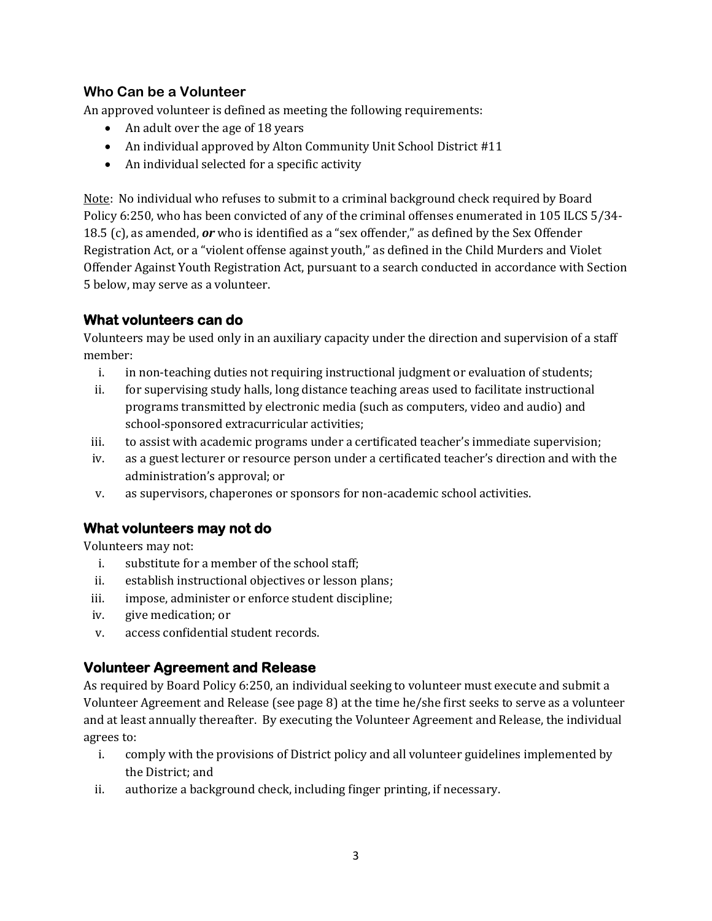## Who Can be a Volunteer

An approved volunteer is defined as meeting the following requirements:

- An adult over the age of 18 years
- An individual approved by Alton Community Unit School District #11
- An individual selected for a specific activity

<u>Note</u>: No individual who refuses to submit to a criminal background check required by Board Policy 6:250, who has been convicted of any of the criminal offenses enumerated in 105 ILCS 5/34-18.5 (c), as amended, ***or*** who is identified as a "sex offender," as defined by the Sex Offender Registration Act, or a "violent offense against youth," as defined in the Child Murders and Violet Offender Against Youth Registration Act, pursuant to a search conducted in accordance with Section 5 below, may serve as a volunteer.

## What volunteers can do

Volunteers may be used only in an auxiliary capacity under the direction and supervision of a staff member:

i. in non-teaching duties not requiring instructional judgment or evaluation of students;
ii. for supervising study halls, long distance teaching areas used to facilitate instructional programs transmitted by electronic media (such as computers, video and audio) and school-sponsored extracurricular activities;
iii. to assist with academic programs under a certificated teacher's immediate supervision;
iv. as a guest lecturer or resource person under a certificated teacher's direction and with the administration's approval; or
v. as supervisors, chaperones or sponsors for non-academic school activities.

## What volunteers may not do

Volunteers may not:

i. substitute for a member of the school staff;
ii. establish instructional objectives or lesson plans;
iii. impose, administer or enforce student discipline;
iv. give medication; or
v. access confidential student records.

## Volunteer Agreement and Release

As required by Board Policy 6:250, an individual seeking to volunteer must execute and submit a Volunteer Agreement and Release (see page 8) at the time he/she first seeks to serve as a volunteer and at least annually thereafter. By executing the Volunteer Agreement and Release, the individual agrees to:

i. comply with the provisions of District policy and all volunteer guidelines implemented by the District; and
ii. authorize a background check, including finger printing, if necessary.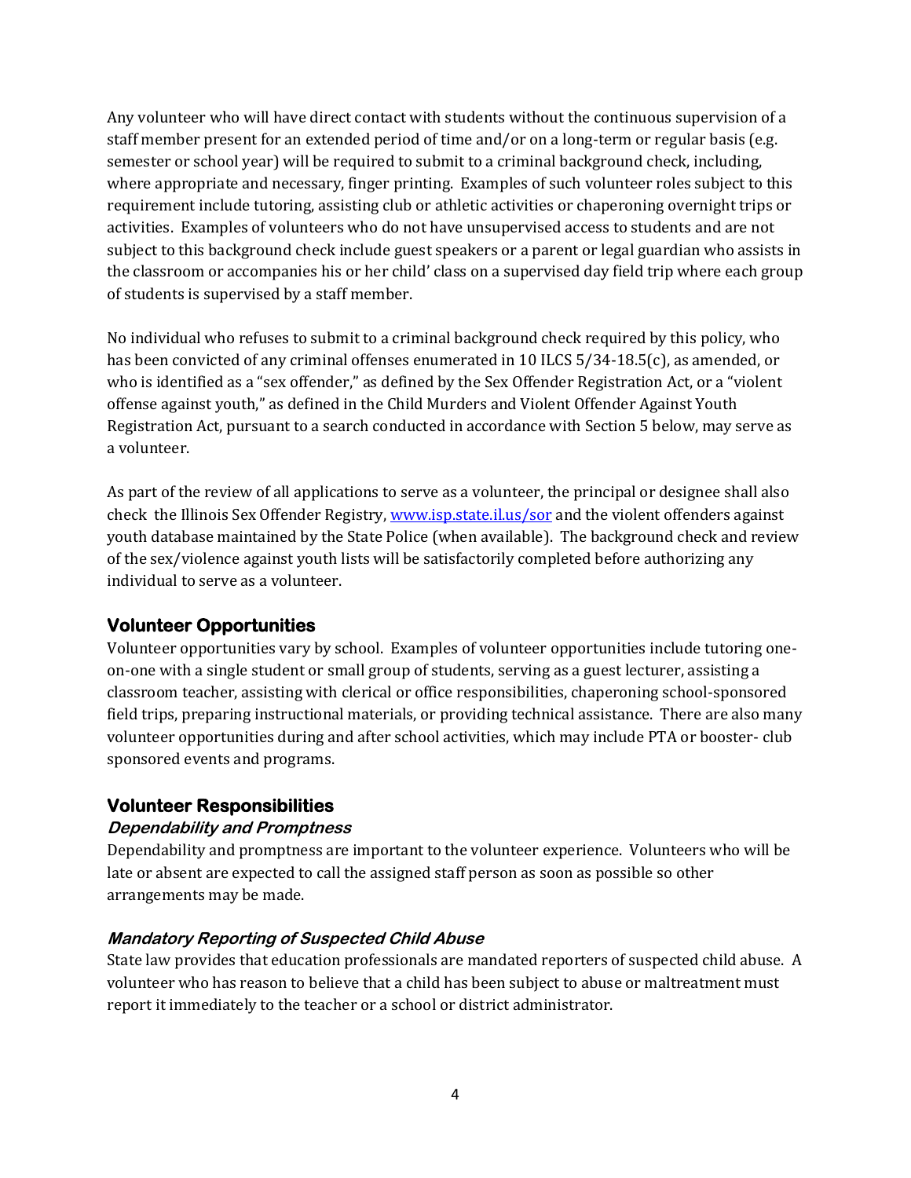Any volunteer who will have direct contact with students without the continuous supervision of a staff member present for an extended period of time and/or on a long-term or regular basis (e.g. semester or school year) will be required to submit to a criminal background check, including, where appropriate and necessary, finger printing. Examples of such volunteer roles subject to this requirement include tutoring, assisting club or athletic activities or chaperoning overnight trips or activities. Examples of volunteers who do not have unsupervised access to students and are not subject to this background check include guest speakers or a parent or legal guardian who assists in the classroom or accompanies his or her child' class on a supervised day field trip where each group of students is supervised by a staff member.

No individual who refuses to submit to a criminal background check required by this policy, who has been convicted of any criminal offenses enumerated in 10 ILCS 5/34-18.5(c), as amended, or who is identified as a "sex offender," as defined by the Sex Offender Registration Act, or a "violent offense against youth," as defined in the Child Murders and Violent Offender Against Youth Registration Act, pursuant to a search conducted in accordance with Section 5 below, may serve as a volunteer.

As part of the review of all applications to serve as a volunteer, the principal or designee shall also check the Illinois Sex Offender Registry, [www.isp.state.il.us/sor](www.isp.state.il.us/sor) and the violent offenders against youth database maintained by the State Police (when available). The background check and review of the sex/violence against youth lists will be satisfactorily completed before authorizing any individual to serve as a volunteer.

## Volunteer Opportunities

Volunteer opportunities vary by school. Examples of volunteer opportunities include tutoring one-on-one with a single student or small group of students, serving as a guest lecturer, assisting a classroom teacher, assisting with clerical or office responsibilities, chaperoning school-sponsored field trips, preparing instructional materials, or providing technical assistance. There are also many volunteer opportunities during and after school activities, which may include PTA or booster- club sponsored events and programs.

## Volunteer Responsibilities

### *Dependability and Promptness*

Dependability and promptness are important to the volunteer experience. Volunteers who will be late or absent are expected to call the assigned staff person as soon as possible so other arrangements may be made.

### *Mandatory Reporting of Suspected Child Abuse*

State law provides that education professionals are mandated reporters of suspected child abuse. A volunteer who has reason to believe that a child has been subject to abuse or maltreatment must report it immediately to the teacher or a school or district administrator.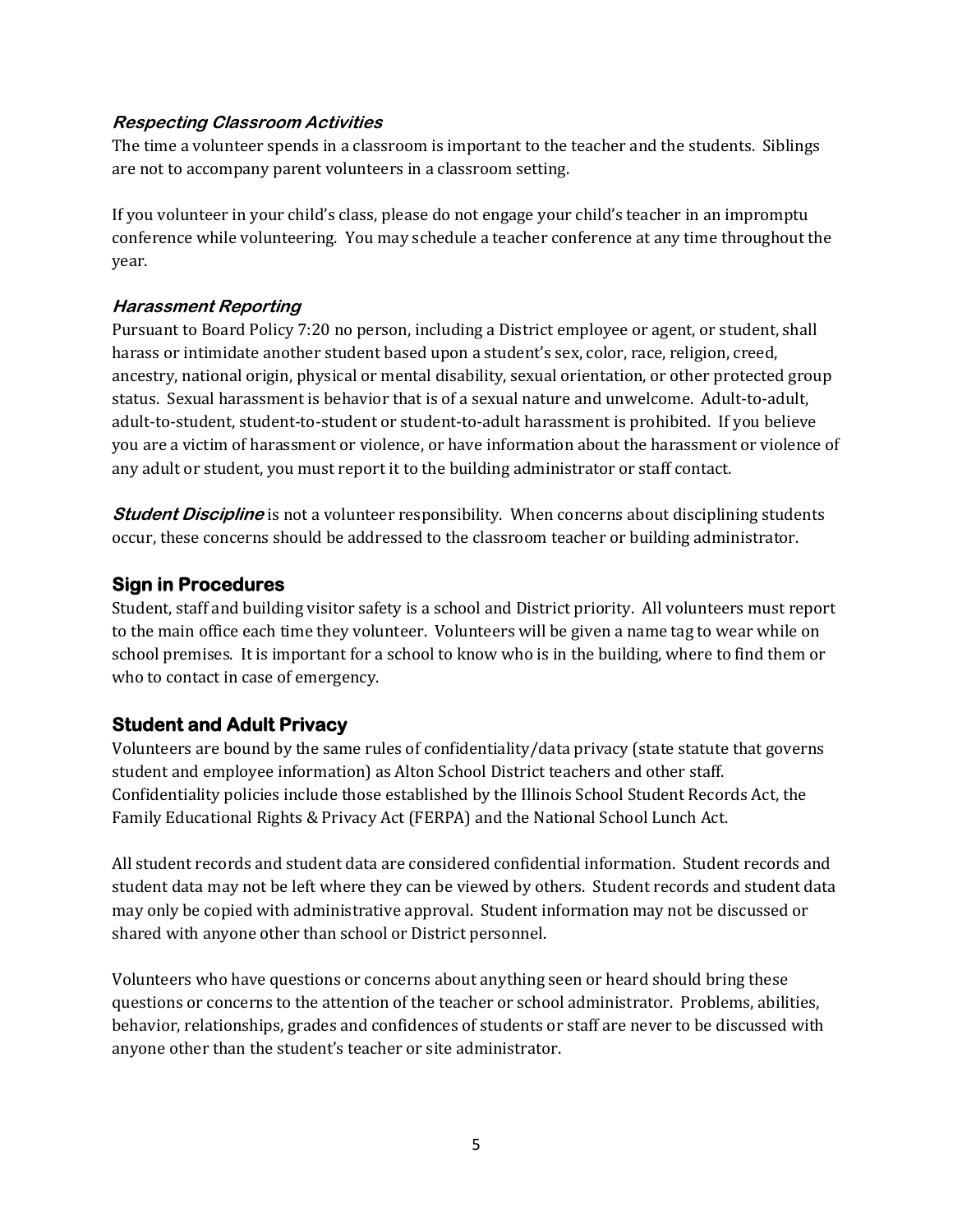### *Respecting Classroom Activities*

The time a volunteer spends in a classroom is important to the teacher and the students. Siblings are not to accompany parent volunteers in a classroom setting.

If you volunteer in your child's class, please do not engage your child's teacher in an impromptu conference while volunteering. You may schedule a teacher conference at any time throughout the year.

### *Harassment Reporting*

Pursuant to Board Policy 7:20 no person, including a District employee or agent, or student, shall harass or intimidate another student based upon a student's sex, color, race, religion, creed, ancestry, national origin, physical or mental disability, sexual orientation, or other protected group status. Sexual harassment is behavior that is of a sexual nature and unwelcome. Adult-to-adult, adult-to-student, student-to-student or student-to-adult harassment is prohibited. If you believe you are a victim of harassment or violence, or have information about the harassment or violence of any adult or student, you must report it to the building administrator or staff contact.

***Student Discipline*** is not a volunteer responsibility. When concerns about disciplining students occur, these concerns should be addressed to the classroom teacher or building administrator.

## Sign in Procedures

Student, staff and building visitor safety is a school and District priority. All volunteers must report to the main office each time they volunteer. Volunteers will be given a name tag to wear while on school premises. It is important for a school to know who is in the building, where to find them or who to contact in case of emergency.

## Student and Adult Privacy

Volunteers are bound by the same rules of confidentiality/data privacy (state statute that governs student and employee information) as Alton School District teachers and other staff. Confidentiality policies include those established by the Illinois School Student Records Act, the Family Educational Rights & Privacy Act (FERPA) and the National School Lunch Act.

All student records and student data are considered confidential information. Student records and student data may not be left where they can be viewed by others. Student records and student data may only be copied with administrative approval. Student information may not be discussed or shared with anyone other than school or District personnel.

Volunteers who have questions or concerns about anything seen or heard should bring these questions or concerns to the attention of the teacher or school administrator. Problems, abilities, behavior, relationships, grades and confidences of students or staff are never to be discussed with anyone other than the student's teacher or site administrator.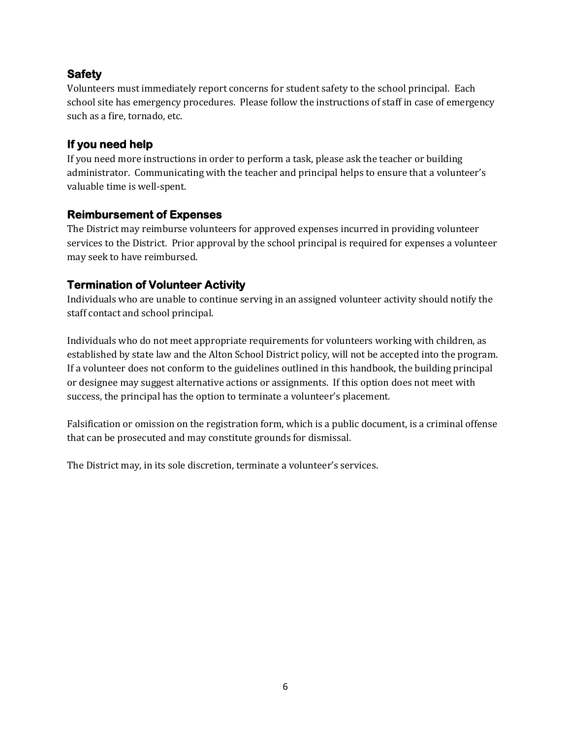### Safety

Volunteers must immediately report concerns for student safety to the school principal. Each school site has emergency procedures. Please follow the instructions of staff in case of emergency such as a fire, tornado, etc.

### If you need help

If you need more instructions in order to perform a task, please ask the teacher or building administrator. Communicating with the teacher and principal helps to ensure that a volunteer's valuable time is well-spent.

### Reimbursement of Expenses

The District may reimburse volunteers for approved expenses incurred in providing volunteer services to the District. Prior approval by the school principal is required for expenses a volunteer may seek to have reimbursed.

### Termination of Volunteer Activity

Individuals who are unable to continue serving in an assigned volunteer activity should notify the staff contact and school principal.

Individuals who do not meet appropriate requirements for volunteers working with children, as established by state law and the Alton School District policy, will not be accepted into the program. If a volunteer does not conform to the guidelines outlined in this handbook, the building principal or designee may suggest alternative actions or assignments. If this option does not meet with success, the principal has the option to terminate a volunteer's placement.

Falsification or omission on the registration form, which is a public document, is a criminal offense that can be prosecuted and may constitute grounds for dismissal.

The District may, in its sole discretion, terminate a volunteer's services.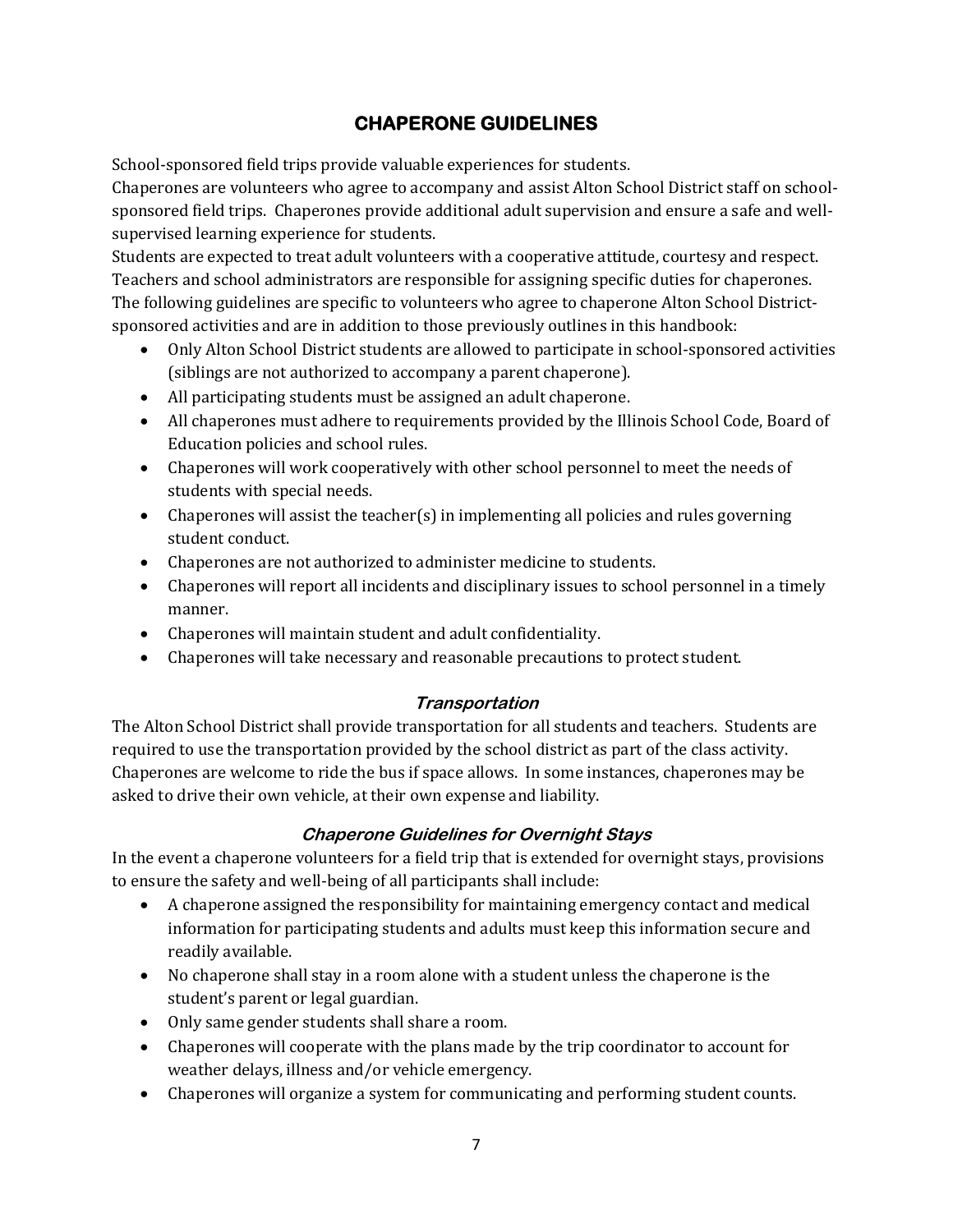## CHAPERONE GUIDELINES

School-sponsored field trips provide valuable experiences for students.
Chaperones are volunteers who agree to accompany and assist Alton School District staff on school-sponsored field trips. Chaperones provide additional adult supervision and ensure a safe and well-supervised learning experience for students.
Students are expected to treat adult volunteers with a cooperative attitude, courtesy and respect.
Teachers and school administrators are responsible for assigning specific duties for chaperones.
The following guidelines are specific to volunteers who agree to chaperone Alton School District-sponsored activities and are in addition to those previously outlines in this handbook:

- Only Alton School District students are allowed to participate in school-sponsored activities (siblings are not authorized to accompany a parent chaperone).
- All participating students must be assigned an adult chaperone.
- All chaperones must adhere to requirements provided by the Illinois School Code, Board of Education policies and school rules.
- Chaperones will work cooperatively with other school personnel to meet the needs of students with special needs.
- Chaperones will assist the teacher(s) in implementing all policies and rules governing student conduct.
- Chaperones are not authorized to administer medicine to students.
- Chaperones will report all incidents and disciplinary issues to school personnel in a timely manner.
- Chaperones will maintain student and adult confidentiality.
- Chaperones will take necessary and reasonable precautions to protect student.

### *Transportation*

The Alton School District shall provide transportation for all students and teachers. Students are required to use the transportation provided by the school district as part of the class activity. Chaperones are welcome to ride the bus if space allows. In some instances, chaperones may be asked to drive their own vehicle, at their own expense and liability.

### *Chaperone Guidelines for Overnight Stays*

In the event a chaperone volunteers for a field trip that is extended for overnight stays, provisions to ensure the safety and well-being of all participants shall include:

- A chaperone assigned the responsibility for maintaining emergency contact and medical information for participating students and adults must keep this information secure and readily available.
- No chaperone shall stay in a room alone with a student unless the chaperone is the student's parent or legal guardian.
- Only same gender students shall share a room.
- Chaperones will cooperate with the plans made by the trip coordinator to account for weather delays, illness and/or vehicle emergency.
- Chaperones will organize a system for communicating and performing student counts.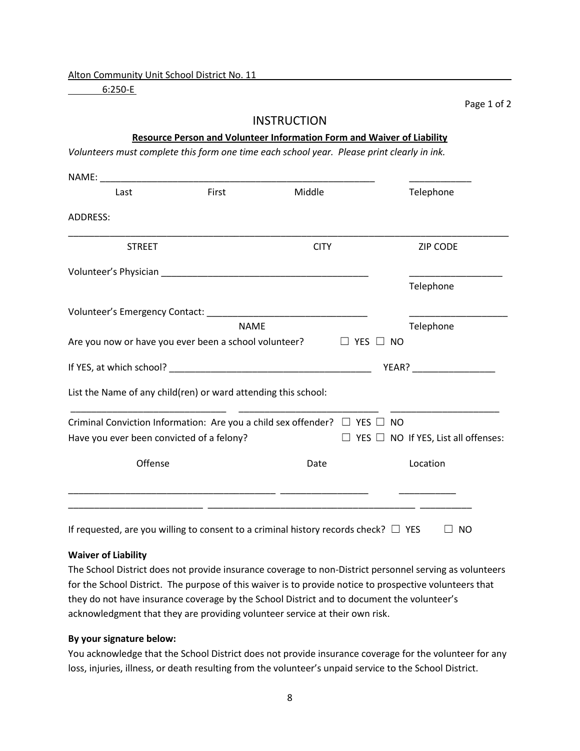Alton Community Unit School District No. 11

6:250-E

# INSTRUCTION

## Resource Person and Volunteer Information Form and Waiver of Liability

*Volunteers must complete this form one time each school year. Please print clearly in ink.*

NAME: ______________________________________________________ ____________

Last First Middle Telephone

ADDRESS:

_____________________________________________________________________________________

STREET CITY ZIP CODE

Volunteer's Physician ________________________________________ __________________

Telephone

Volunteer's Emergency Contact: ______________________________ ___________________

NAME Telephone

Are you now or have you ever been a school volunteer? ☐ YES ☐ NO

If YES, at which school? _______________________________________ YEAR? _______________

List the Name of any child(ren) or ward attending this school:

_____________________________ ___________________________ _____________________

Criminal Conviction Information: Are you a child sex offender? ☐ YES ☐ NO

Have you ever been convicted of a felony? ☐ YES ☐ NO If YES, List all offenses:

| Offense | Date | Location |
|---|---|---|
| ________________________________________ | _________________ | ___________ |
| _________________________ | ________________________________________ | __________ |

If requested, are you willing to consent to a criminal history records check? ☐ YES ☐ NO

**Waiver of Liability**

The School District does not provide insurance coverage to non-District personnel serving as volunteers for the School District. The purpose of this waiver is to provide notice to prospective volunteers that they do not have insurance coverage by the School District and to document the volunteer's acknowledgment that they are providing volunteer service at their own risk.

**By your signature below:**

You acknowledge that the School District does not provide insurance coverage for the volunteer for any loss, injuries, illness, or death resulting from the volunteer's unpaid service to the School District.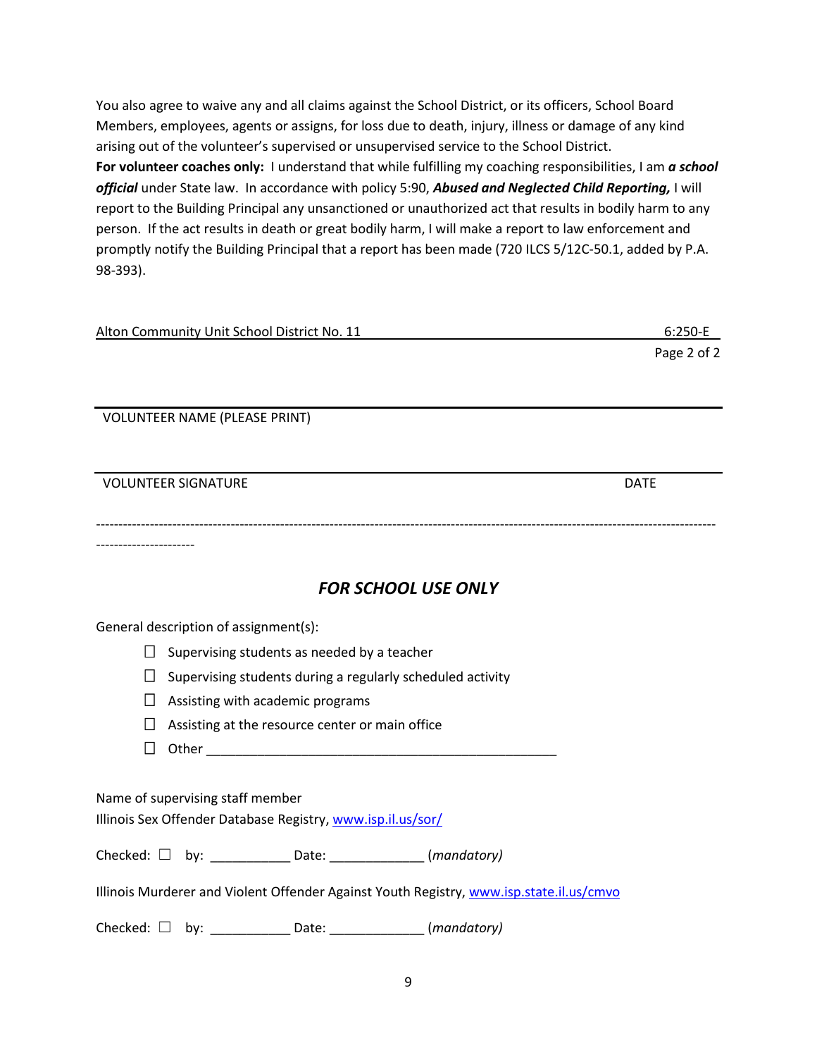You also agree to waive any and all claims against the School District, or its officers, School Board Members, employees, agents or assigns, for loss due to death, injury, illness or damage of any kind arising out of the volunteer's supervised or unsupervised service to the School District.

**For volunteer coaches only:** I understand that while fulfilling my coaching responsibilities, I am ***a school official*** under State law. In accordance with policy 5:90, ***Abused and Neglected Child Reporting,*** I will report to the Building Principal any unsanctioned or unauthorized act that results in bodily harm to any person. If the act results in death or great bodily harm, I will make a report to law enforcement and promptly notify the Building Principal that a report has been made (720 ILCS 5/12C-50.1, added by P.A. 98-393).

Alton Community Unit School District No. 11 — 6:250-E

Page 2 of 2

_______________________________________________
VOLUNTEER NAME (PLEASE PRINT)

_______________________________________________
VOLUNTEER SIGNATURE — DATE

-------------------------------------------------------------------------------------------------------------------------------------------------------------

## *FOR SCHOOL USE ONLY*

General description of assignment(s):

- ☐ Supervising students as needed by a teacher
- ☐ Supervising students during a regularly scheduled activity
- ☐ Assisting with academic programs
- ☐ Assisting at the resource center or main office
- ☐ Other _________________________________________________

Name of supervising staff member

Illinois Sex Offender Database Registry, www.isp.il.us/sor/

Checked: ☐ by: ___________ Date: _____________ (*mandatory)*

Illinois Murderer and Violent Offender Against Youth Registry, www.isp.state.il.us/cmvo

Checked: ☐ by: ___________ Date: _____________ (*mandatory)*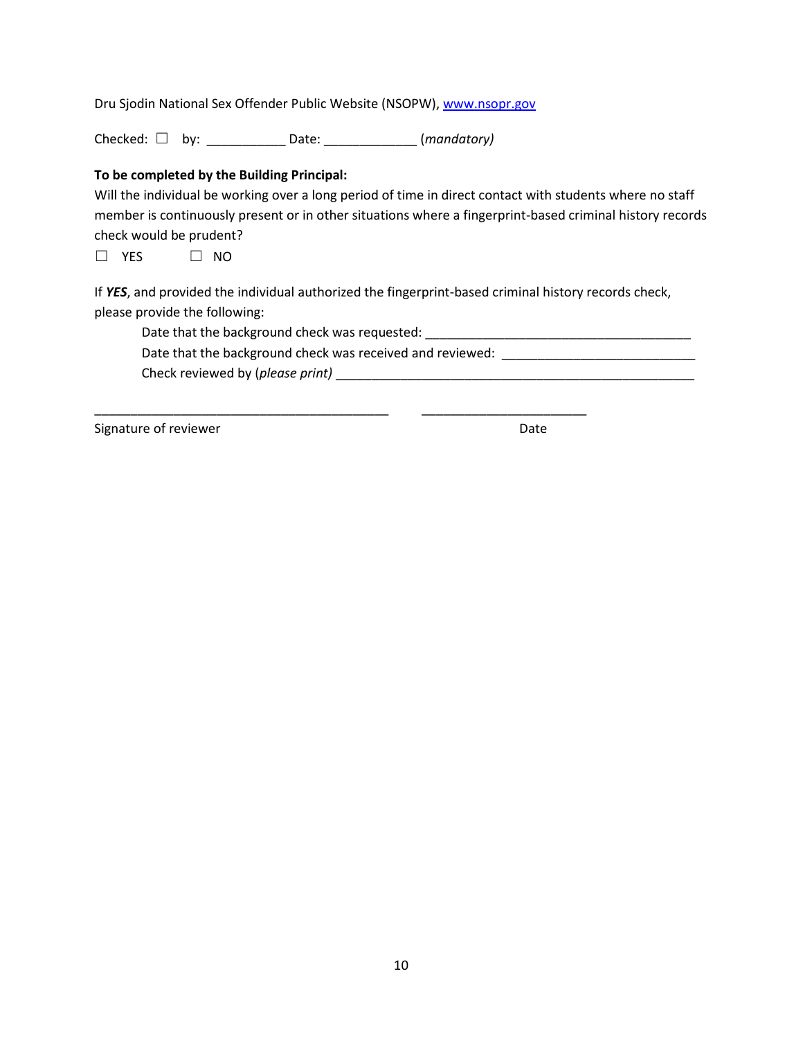Dru Sjodin National Sex Offender Public Website (NSOPW), [www.nsopr.gov](http://www.nsopr.gov)

Checked: ☐ by: ___________ Date: _____________ (*mandatory)*

**To be completed by the Building Principal:**

Will the individual be working over a long period of time in direct contact with students where no staff member is continuously present or in other situations where a fingerprint-based criminal history records check would be prudent?

☐ YES ☐ NO

If ***YES***, and provided the individual authorized the fingerprint-based criminal history records check, please provide the following:

Date that the background check was requested: ______________________________________

Date that the background check was received and reviewed: ___________________________

Check reviewed by (*please print)* ____________________________________________________

_________________________________________ _______________________

Signature of reviewer Date